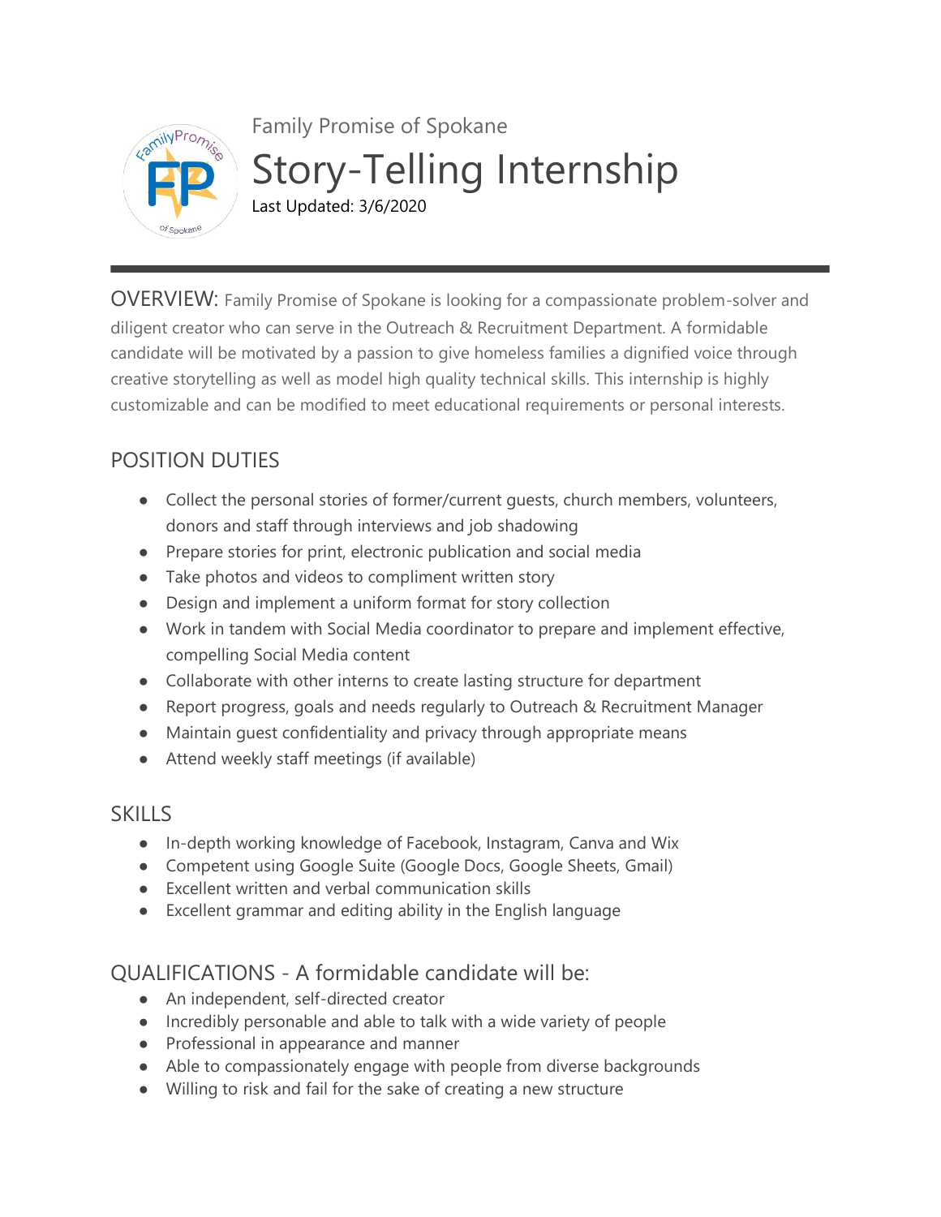Family Promise of Spokane

# Story-Telling Internship

Last Updated: 3/6/2020

---

OVERVIEW: Family Promise of Spokane is looking for a compassionate problem-solver and diligent creator who can serve in the Outreach & Recruitment Department. A formidable candidate will be motivated by a passion to give homeless families a dignified voice through creative storytelling as well as model high quality technical skills. This internship is highly customizable and can be modified to meet educational requirements or personal interests.

## POSITION DUTIES

- Collect the personal stories of former/current guests, church members, volunteers, donors and staff through interviews and job shadowing
- Prepare stories for print, electronic publication and social media
- Take photos and videos to compliment written story
- Design and implement a uniform format for story collection
- Work in tandem with Social Media coordinator to prepare and implement effective, compelling Social Media content
- Collaborate with other interns to create lasting structure for department
- Report progress, goals and needs regularly to Outreach & Recruitment Manager
- Maintain guest confidentiality and privacy through appropriate means
- Attend weekly staff meetings (if available)

## SKILLS

- In-depth working knowledge of Facebook, Instagram, Canva and Wix
- Competent using Google Suite (Google Docs, Google Sheets, Gmail)
- Excellent written and verbal communication skills
- Excellent grammar and editing ability in the English language

## QUALIFICATIONS - A formidable candidate will be:

- An independent, self-directed creator
- Incredibly personable and able to talk with a wide variety of people
- Professional in appearance and manner
- Able to compassionately engage with people from diverse backgrounds
- Willing to risk and fail for the sake of creating a new structure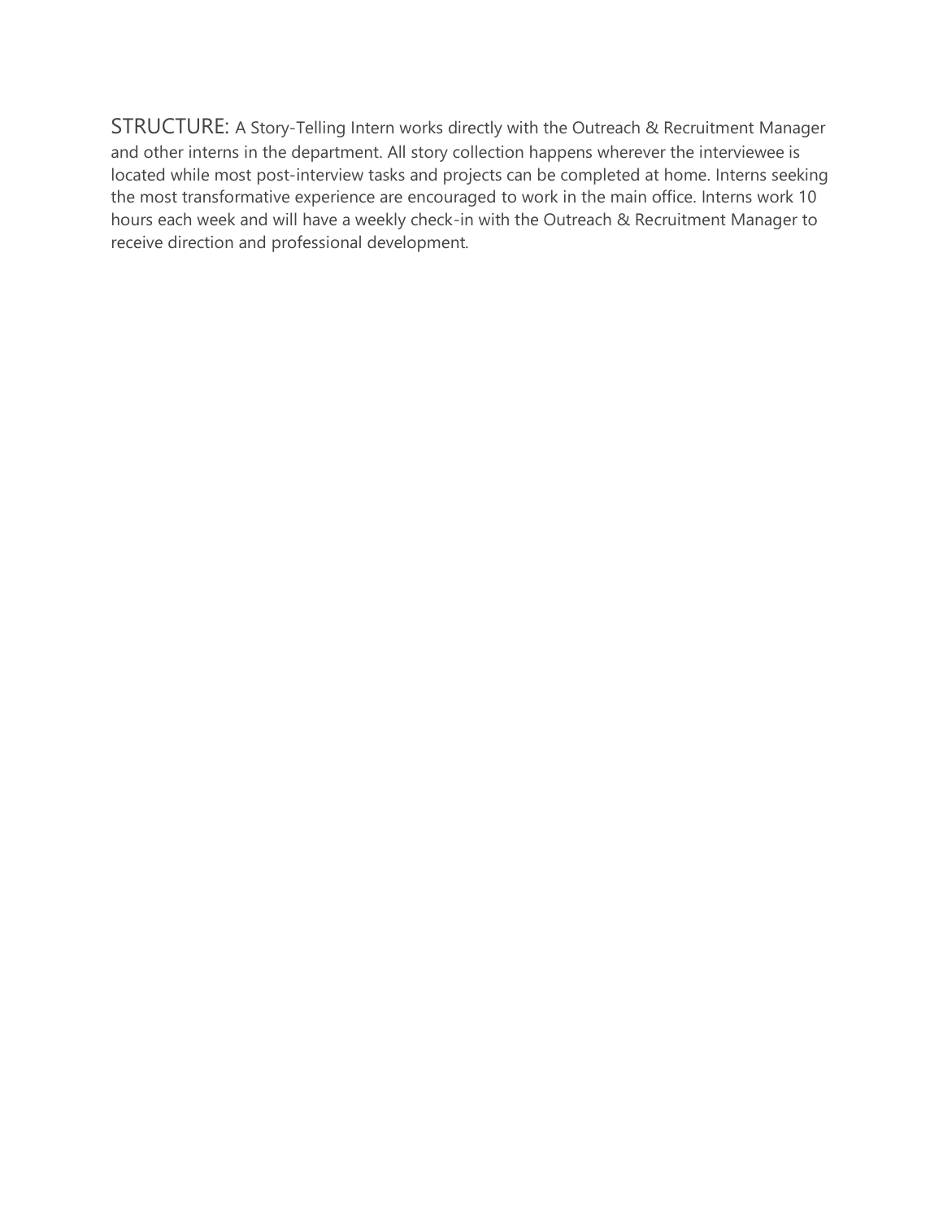STRUCTURE: A Story-Telling Intern works directly with the Outreach & Recruitment Manager and other interns in the department. All story collection happens wherever the interviewee is located while most post-interview tasks and projects can be completed at home. Interns seeking the most transformative experience are encouraged to work in the main office. Interns work 10 hours each week and will have a weekly check-in with the Outreach & Recruitment Manager to receive direction and professional development.